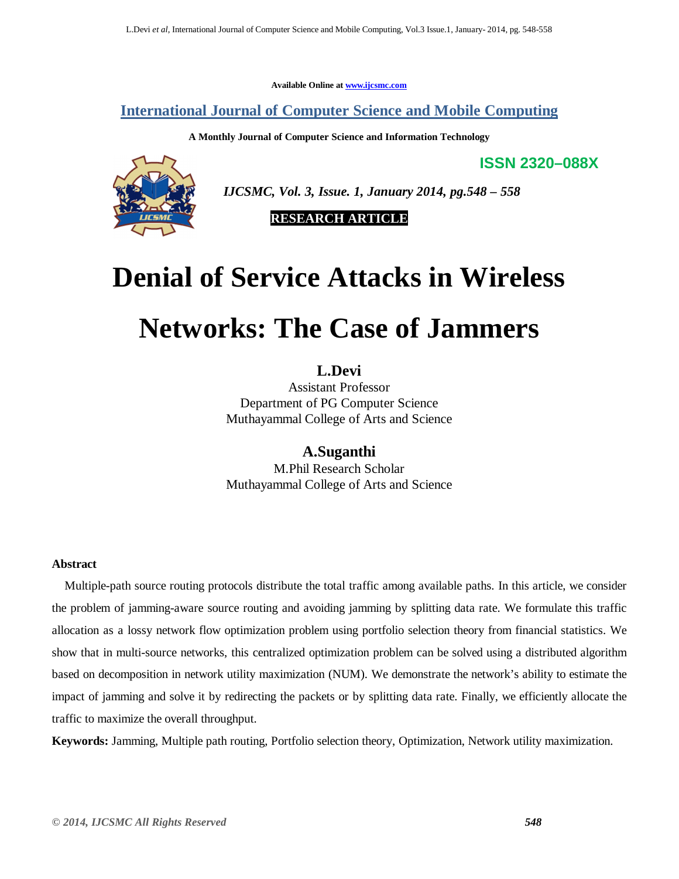Available Online at www.ijcsmc.com

## International Journal of Computer Science and Mobile Computing

**A Monthly Journal of Computer Science and Information Technology**

**ISSN 2320–088X**

*IJCSMC, Vol. 3, Issue. 1, January 2014, pg.548 – 558*

**RESEARCH ARTICLE**

# Denial of Service Attacks in Wireless Networks: The Case of Jammers

**L.Devi**
Assistant Professor
Department of PG Computer Science
Muthayammal College of Arts and Science

**A.Suganthi**
M.Phil Research Scholar
Muthayammal College of Arts and Science

**Abstract**

Multiple-path source routing protocols distribute the total traffic among available paths. In this article, we consider the problem of jamming-aware source routing and avoiding jamming by splitting data rate. We formulate this traffic allocation as a lossy network flow optimization problem using portfolio selection theory from financial statistics. We show that in multi-source networks, this centralized optimization problem can be solved using a distributed algorithm based on decomposition in network utility maximization (NUM). We demonstrate the network's ability to estimate the impact of jamming and solve it by redirecting the packets or by splitting data rate. Finally, we efficiently allocate the traffic to maximize the overall throughput.

**Keywords:** Jamming, Multiple path routing, Portfolio selection theory, Optimization, Network utility maximization.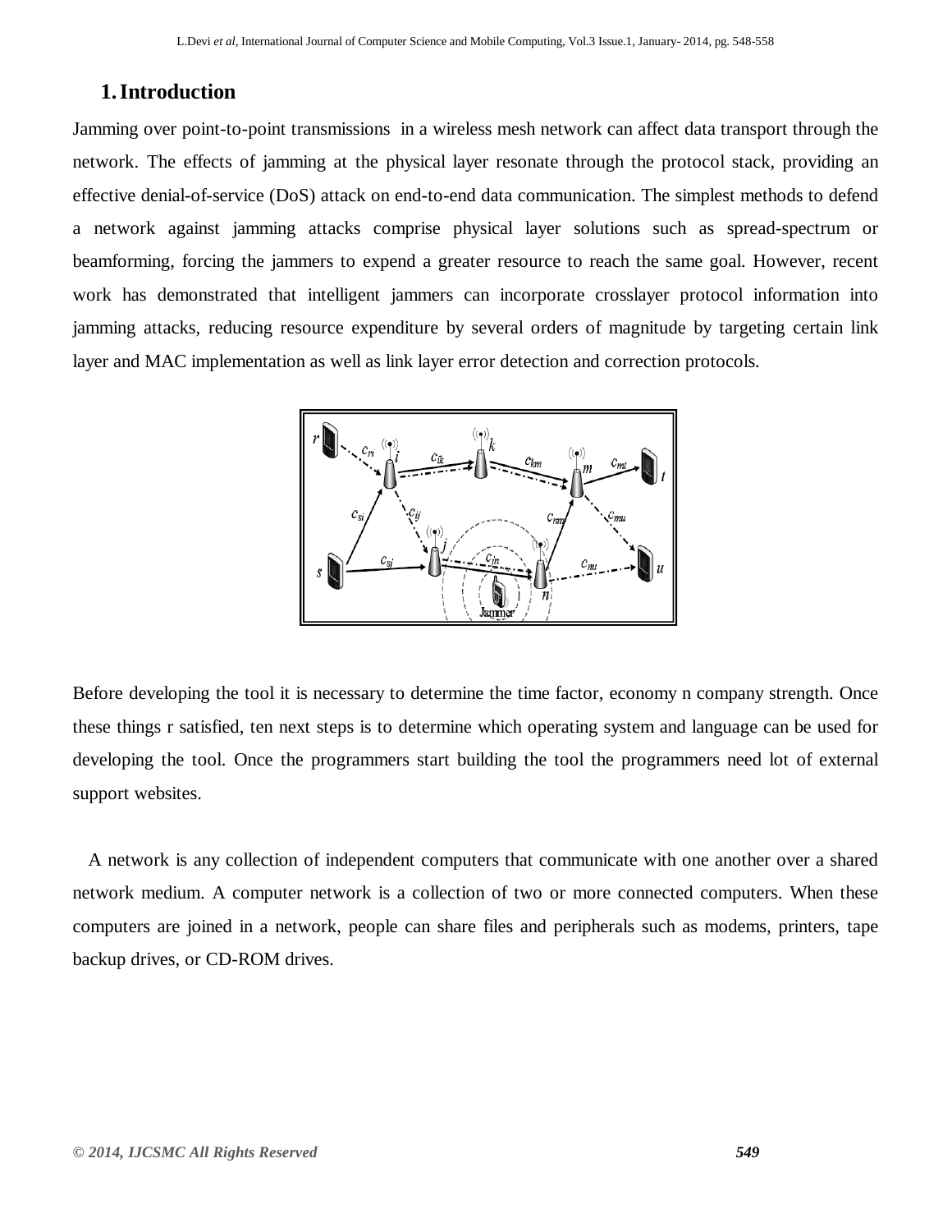## 1. Introduction

Jamming over point-to-point transmissions in a wireless mesh network can affect data transport through the network. The effects of jamming at the physical layer resonate through the protocol stack, providing an effective denial-of-service (DoS) attack on end-to-end data communication. The simplest methods to defend a network against jamming attacks comprise physical layer solutions such as spread-spectrum or beamforming, forcing the jammers to expend a greater resource to reach the same goal. However, recent work has demonstrated that intelligent jammers can incorporate crosslayer protocol information into jamming attacks, reducing resource expenditure by several orders of magnitude by targeting certain link layer and MAC implementation as well as link layer error detection and correction protocols.

Before developing the tool it is necessary to determine the time factor, economy n company strength. Once these things r satisfied, ten next steps is to determine which operating system and language can be used for developing the tool. Once the programmers start building the tool the programmers need lot of external support websites.

A network is any collection of independent computers that communicate with one another over a shared network medium. A computer network is a collection of two or more connected computers. When these computers are joined in a network, people can share files and peripherals such as modems, printers, tape backup drives, or CD-ROM drives.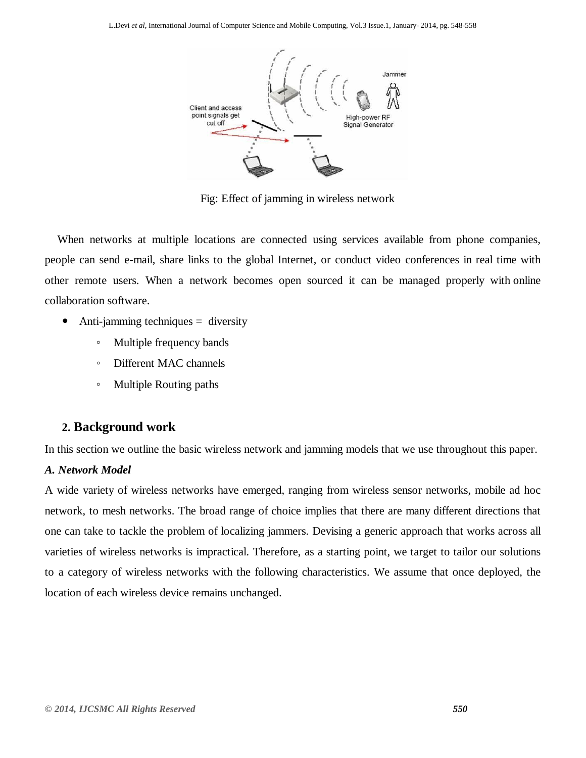Fig: Effect of jamming in wireless network

When networks at multiple locations are connected using services available from phone companies, people can send e-mail, share links to the global Internet, or conduct video conferences in real time with other remote users. When a network becomes open sourced it can be managed properly with online collaboration software.

- Anti-jamming techniques = diversity
  - Multiple frequency bands
  - Different MAC channels
  - Multiple Routing paths

## 2. Background work

In this section we outline the basic wireless network and jamming models that we use throughout this paper.

### *A. Network Model*

A wide variety of wireless networks have emerged, ranging from wireless sensor networks, mobile ad hoc network, to mesh networks. The broad range of choice implies that there are many different directions that one can take to tackle the problem of localizing jammers. Devising a generic approach that works across all varieties of wireless networks is impractical. Therefore, as a starting point, we target to tailor our solutions to a category of wireless networks with the following characteristics. We assume that once deployed, the location of each wireless device remains unchanged.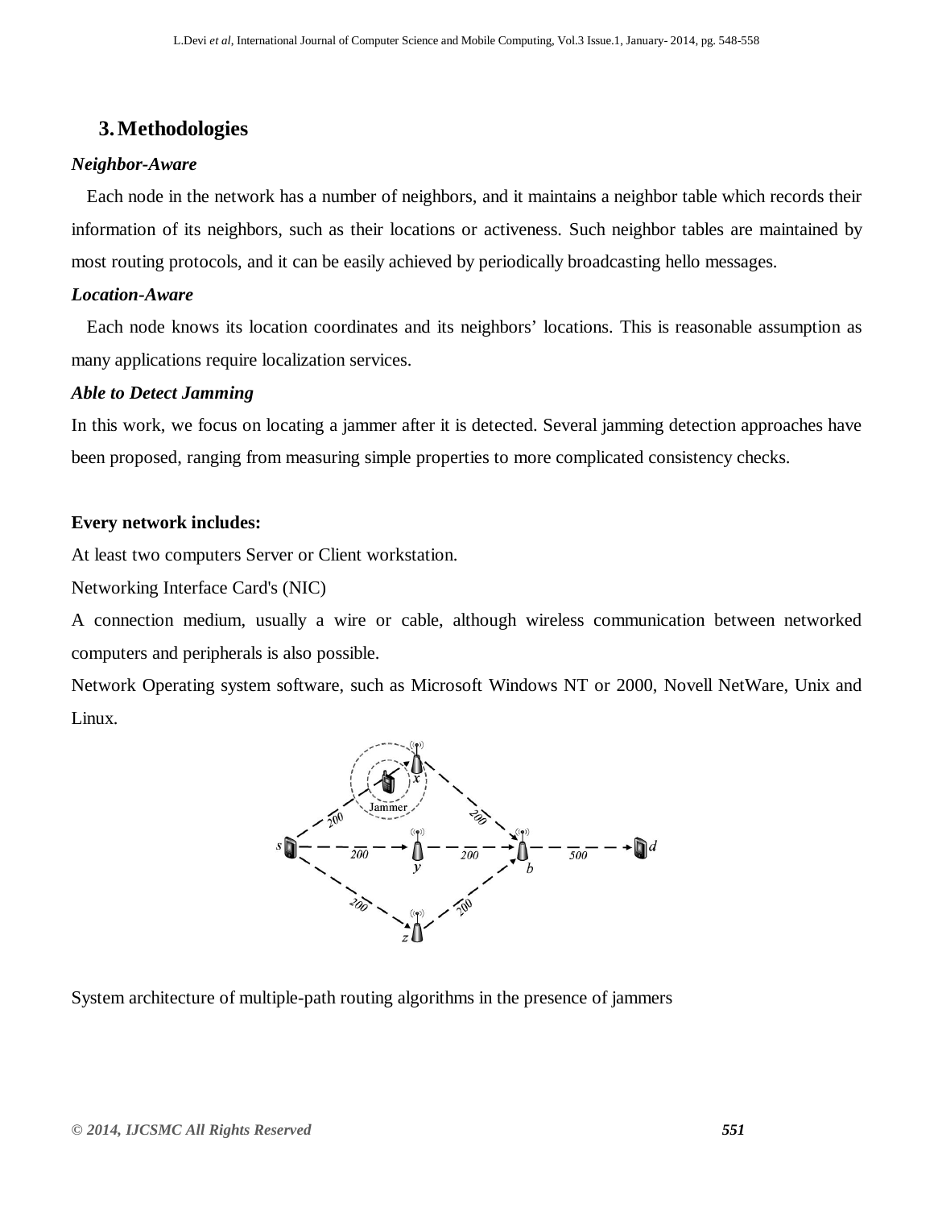## 3. Methodologies

***Neighbor-Aware***

Each node in the network has a number of neighbors, and it maintains a neighbor table which records their information of its neighbors, such as their locations or activeness. Such neighbor tables are maintained by most routing protocols, and it can be easily achieved by periodically broadcasting hello messages.

***Location-Aware***

Each node knows its location coordinates and its neighbors' locations. This is reasonable assumption as many applications require localization services.

***Able to Detect Jamming***

In this work, we focus on locating a jammer after it is detected. Several jamming detection approaches have been proposed, ranging from measuring simple properties to more complicated consistency checks.

**Every network includes:**

At least two computers Server or Client workstation.

Networking Interface Card's (NIC)

A connection medium, usually a wire or cable, although wireless communication between networked computers and peripherals is also possible.

Network Operating system software, such as Microsoft Windows NT or 2000, Novell NetWare, Unix and Linux.

System architecture of multiple-path routing algorithms in the presence of jammers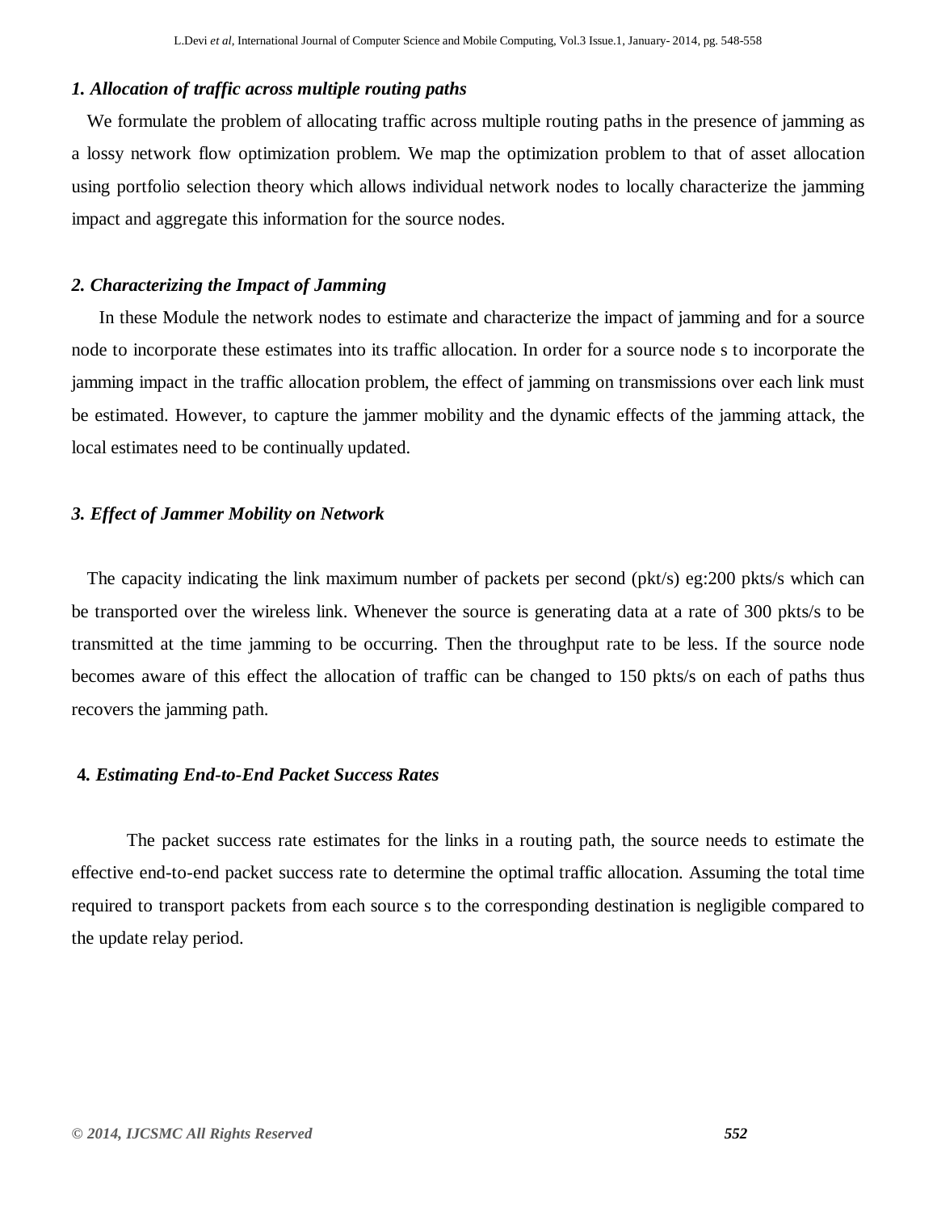### *1. Allocation of traffic across multiple routing paths*

We formulate the problem of allocating traffic across multiple routing paths in the presence of jamming as a lossy network flow optimization problem. We map the optimization problem to that of asset allocation using portfolio selection theory which allows individual network nodes to locally characterize the jamming impact and aggregate this information for the source nodes.

### *2. Characterizing the Impact of Jamming*

In these Module the network nodes to estimate and characterize the impact of jamming and for a source node to incorporate these estimates into its traffic allocation. In order for a source node s to incorporate the jamming impact in the traffic allocation problem, the effect of jamming on transmissions over each link must be estimated. However, to capture the jammer mobility and the dynamic effects of the jamming attack, the local estimates need to be continually updated.

### *3. Effect of Jammer Mobility on Network*

The capacity indicating the link maximum number of packets per second (pkt/s) eg:200 pkts/s which can be transported over the wireless link. Whenever the source is generating data at a rate of 300 pkts/s to be transmitted at the time jamming to be occurring. Then the throughput rate to be less. If the source node becomes aware of this effect the allocation of traffic can be changed to 150 pkts/s on each of paths thus recovers the jamming path.

### **4.** *Estimating End-to-End Packet Success Rates*

The packet success rate estimates for the links in a routing path, the source needs to estimate the effective end-to-end packet success rate to determine the optimal traffic allocation. Assuming the total time required to transport packets from each source s to the corresponding destination is negligible compared to the update relay period.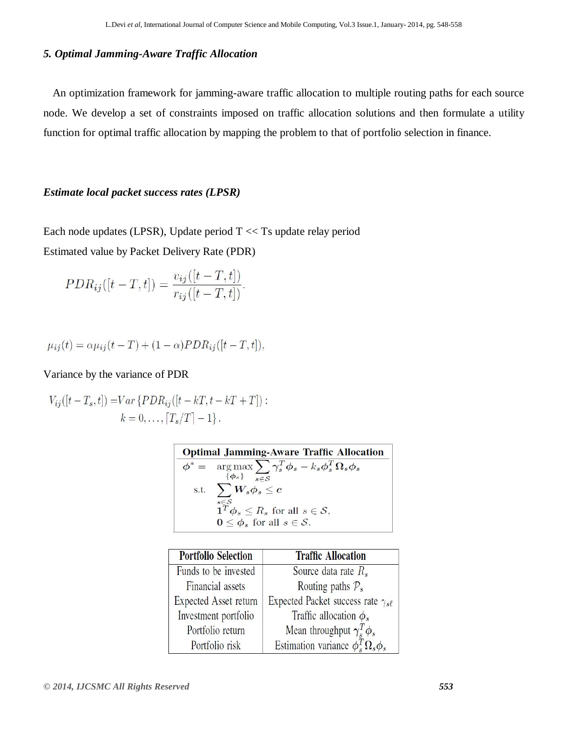### *5. Optimal Jamming-Aware Traffic Allocation*

An optimization framework for jamming-aware traffic allocation to multiple routing paths for each source node. We develop a set of constraints imposed on traffic allocation solutions and then formulate a utility function for optimal traffic allocation by mapping the problem to that of portfolio selection in finance.

### *Estimate local packet success rates (LPSR)*

Each node updates (LPSR), Update period T << Ts update relay period

Estimated value by Packet Delivery Rate (PDR)

$$PDR_{ij}([t-T,t]) = \frac{v_{ij}([t-T,t])}{r_{ij}([t-T,t])}.$$

$$\mu_{ij}(t) = \alpha\mu_{ij}(t-T) + (1-\alpha)PDR_{ij}([t-T,t]),$$

Variance by the variance of PDR

$$V_{ij}([t-T_s,t]) = Var\{PDR_{ij}([t-kT, t-kT+T]) : k = 0,\ldots,\lceil T_s/T \rceil - 1\}.$$

**Optimal Jamming-Aware Traffic Allocation**

$$\begin{aligned}
\boldsymbol{\phi}^* = \; & \underset{\{\boldsymbol{\phi}_s\}}{\arg\max} \sum_{s\in\mathcal{S}} \boldsymbol{\gamma}_s^T \boldsymbol{\phi}_s - k_s \boldsymbol{\phi}_s^T \boldsymbol{\Omega}_s \boldsymbol{\phi}_s \\
\text{s.t.} \; & \sum_{s\in\mathcal{S}} \boldsymbol{W}_s \boldsymbol{\phi}_s \preceq \boldsymbol{c} \\
& \mathbf{1}^T \boldsymbol{\phi}_s \leq R_s \text{ for all } s \in \mathcal{S}, \\
& \mathbf{0} \preceq \boldsymbol{\phi}_s \text{ for all } s \in \mathcal{S}.
\end{aligned}$$

| Portfolio Selection | Traffic Allocation |
|---|---|
| Funds to be invested | Source data rate $R_s$ |
| Financial assets | Routing paths $\mathcal{P}_s$ |
| Expected Asset return | Expected Packet success rate $\gamma_{s\ell}$ |
| Investment portfolio | Traffic allocation $\phi_s$ |
| Portfolio return | Mean throughput $\gamma_s^T\phi_s$ |
| Portfolio risk | Estimation variance $\phi_s^T\Omega_s\phi_s$ |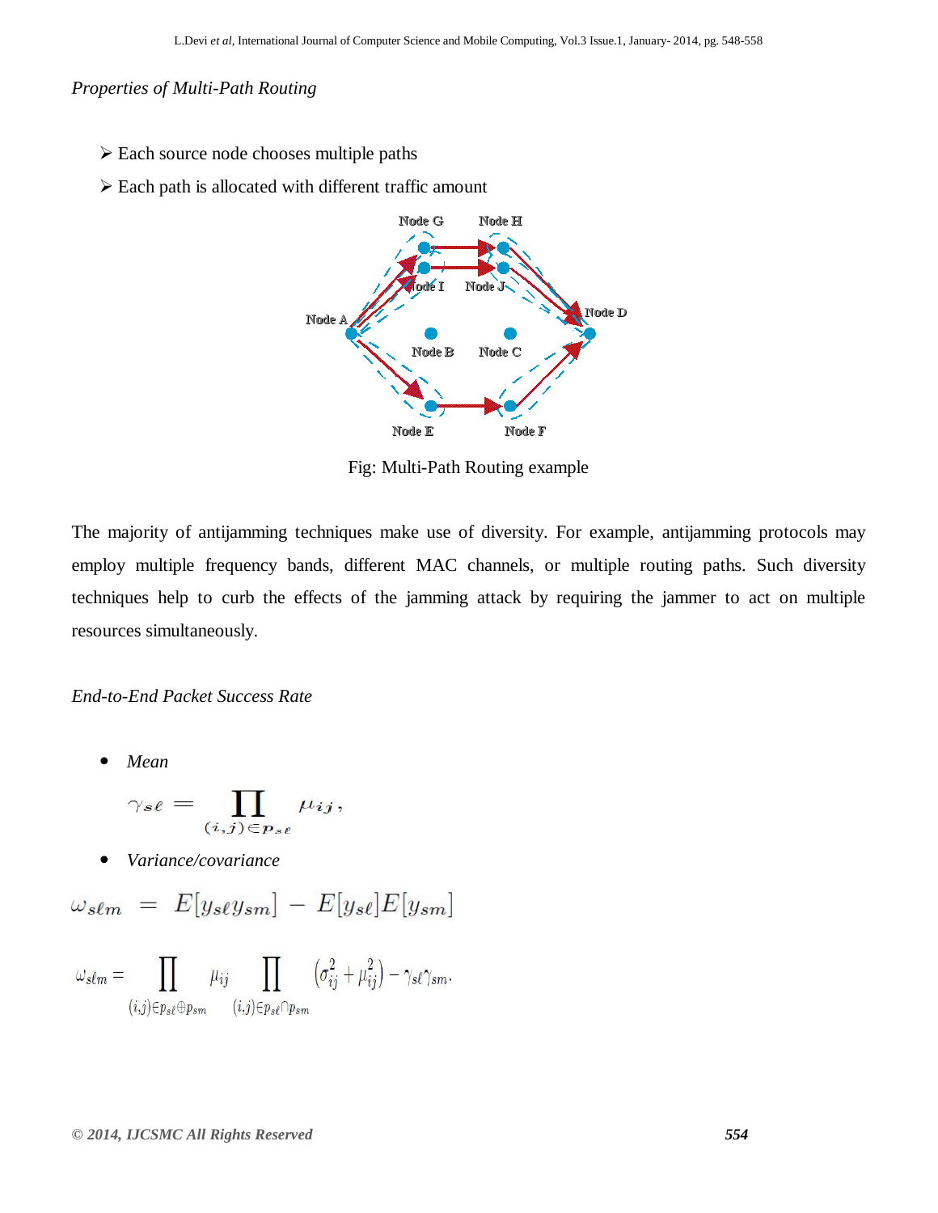*Properties of Multi-Path Routing*

- Each source node chooses multiple paths
- Each path is allocated with different traffic amount

Fig: Multi-Path Routing example

The majority of antijamming techniques make use of diversity. For example, antijamming protocols may employ multiple frequency bands, different MAC channels, or multiple routing paths. Such diversity techniques help to curb the effects of the jamming attack by requiring the jammer to act on multiple resources simultaneously.

*End-to-End Packet Success Rate*

- *Mean*

$$\gamma_{s\ell} = \prod_{(i,j)\in p_{s\ell}} \mu_{ij},$$

- *Variance/covariance*

$$\omega_{s\ell m} = E[y_{s\ell}y_{sm}] - E[y_{s\ell}]E[y_{sm}]$$

$$\omega_{s\ell m} = \prod_{(i,j)\in p_{s\ell}\oplus p_{sm}} \mu_{ij} \prod_{(i,j)\in p_{s\ell}\cap p_{sm}} \left(\sigma_{ij}^2 + \mu_{ij}^2\right) - \gamma_{s\ell}\gamma_{sm}.$$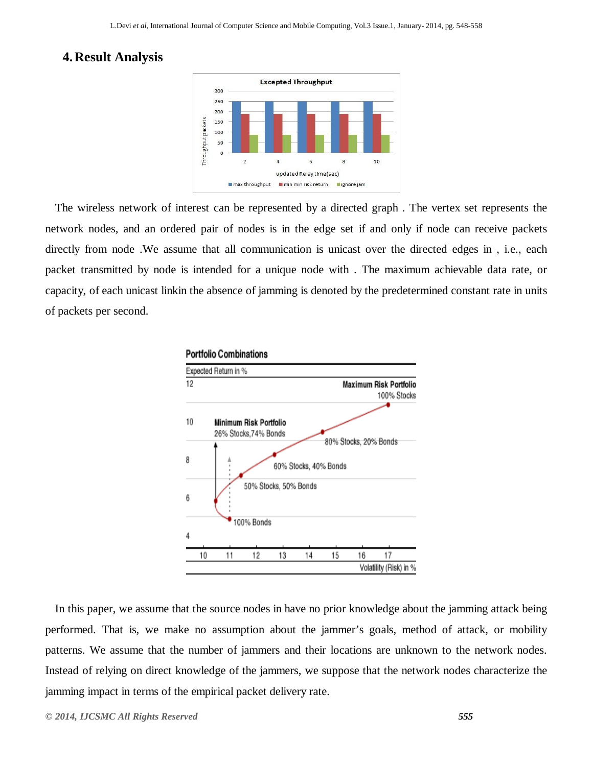## 4. Result Analysis

The wireless network of interest can be represented by a directed graph . The vertex set represents the network nodes, and an ordered pair of nodes is in the edge set if and only if node can receive packets directly from node .We assume that all communication is unicast over the directed edges in , i.e., each packet transmitted by node is intended for a unique node with . The maximum achievable data rate, or capacity, of each unicast linkin the absence of jamming is denoted by the predetermined constant rate in units of packets per second.

In this paper, we assume that the source nodes in have no prior knowledge about the jamming attack being performed. That is, we make no assumption about the jammer's goals, method of attack, or mobility patterns. We assume that the number of jammers and their locations are unknown to the network nodes. Instead of relying on direct knowledge of the jammers, we suppose that the network nodes characterize the jamming impact in terms of the empirical packet delivery rate.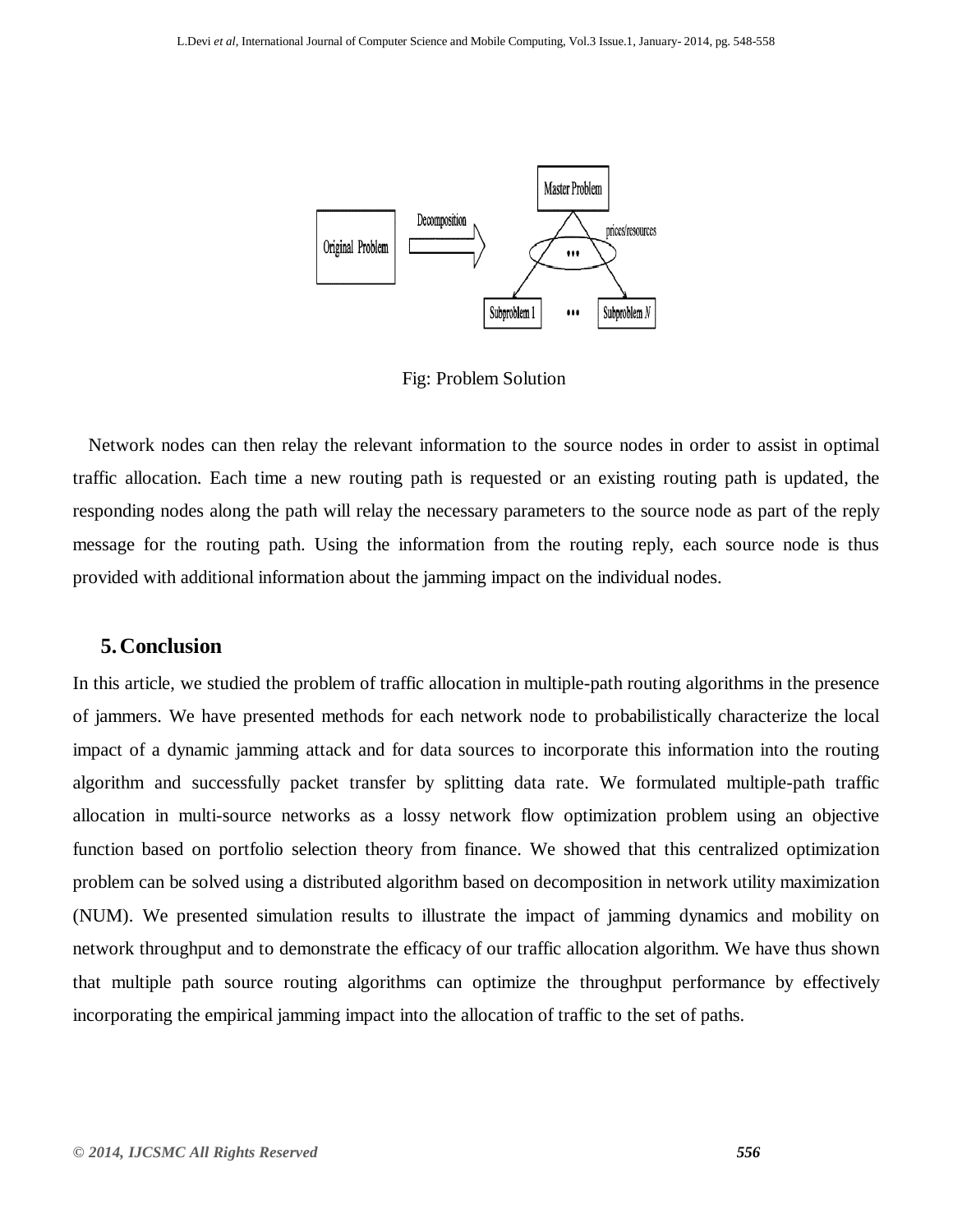Fig: Problem Solution

Network nodes can then relay the relevant information to the source nodes in order to assist in optimal traffic allocation. Each time a new routing path is requested or an existing routing path is updated, the responding nodes along the path will relay the necessary parameters to the source node as part of the reply message for the routing path. Using the information from the routing reply, each source node is thus provided with additional information about the jamming impact on the individual nodes.

## 5. Conclusion

In this article, we studied the problem of traffic allocation in multiple-path routing algorithms in the presence of jammers. We have presented methods for each network node to probabilistically characterize the local impact of a dynamic jamming attack and for data sources to incorporate this information into the routing algorithm and successfully packet transfer by splitting data rate. We formulated multiple-path traffic allocation in multi-source networks as a lossy network flow optimization problem using an objective function based on portfolio selection theory from finance. We showed that this centralized optimization problem can be solved using a distributed algorithm based on decomposition in network utility maximization (NUM). We presented simulation results to illustrate the impact of jamming dynamics and mobility on network throughput and to demonstrate the efficacy of our traffic allocation algorithm. We have thus shown that multiple path source routing algorithms can optimize the throughput performance by effectively incorporating the empirical jamming impact into the allocation of traffic to the set of paths.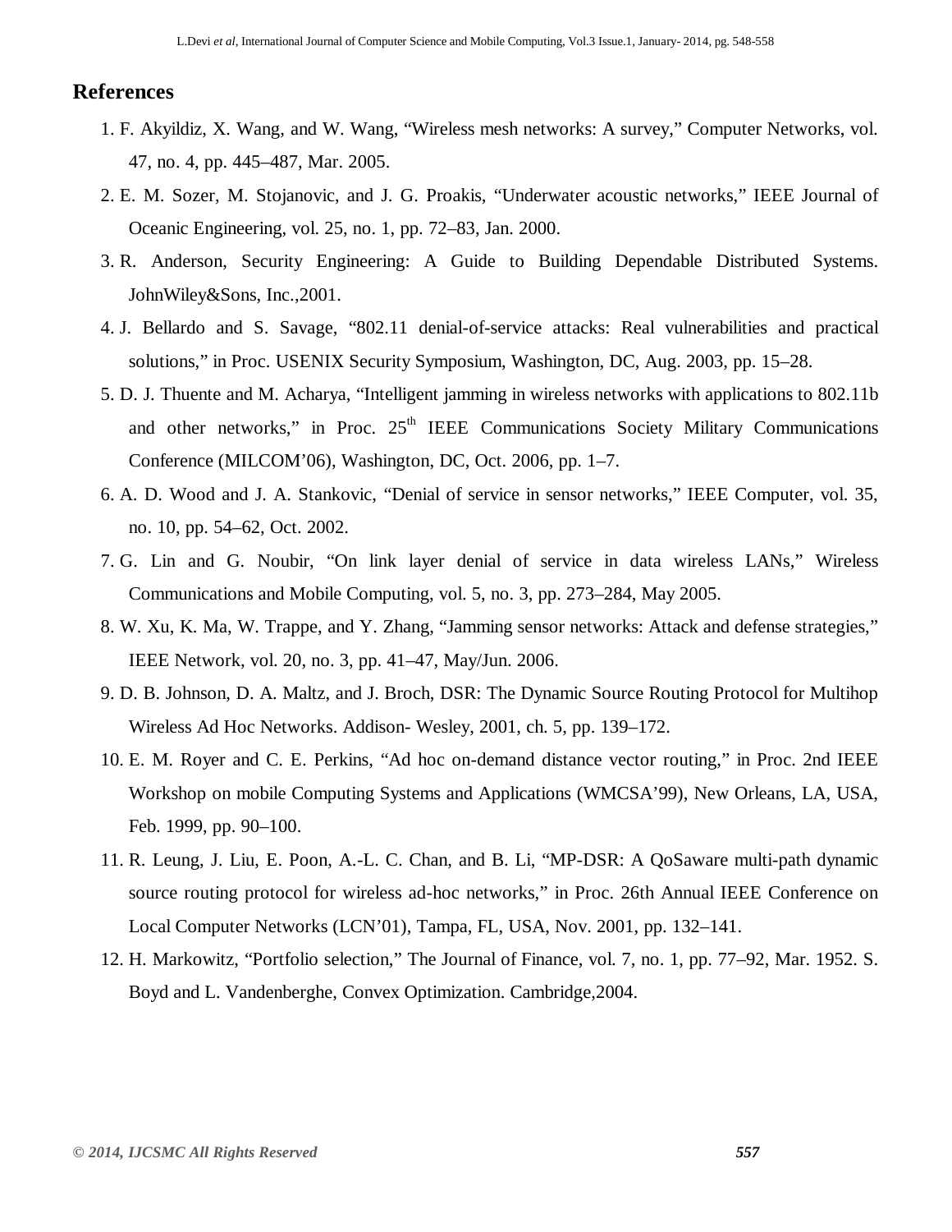## References

1. F. Akyildiz, X. Wang, and W. Wang, “Wireless mesh networks: A survey,” Computer Networks, vol. 47, no. 4, pp. 445–487, Mar. 2005.
2. E. M. Sozer, M. Stojanovic, and J. G. Proakis, “Underwater acoustic networks,” IEEE Journal of Oceanic Engineering, vol. 25, no. 1, pp. 72–83, Jan. 2000.
3. R. Anderson, Security Engineering: A Guide to Building Dependable Distributed Systems. JohnWiley&Sons, Inc.,2001.
4. J. Bellardo and S. Savage, “802.11 denial-of-service attacks: Real vulnerabilities and practical solutions,” in Proc. USENIX Security Symposium, Washington, DC, Aug. 2003, pp. 15–28.
5. D. J. Thuente and M. Acharya, “Intelligent jamming in wireless networks with applications to 802.11b and other networks,” in Proc. 25th IEEE Communications Society Military Communications Conference (MILCOM’06), Washington, DC, Oct. 2006, pp. 1–7.
6. A. D. Wood and J. A. Stankovic, “Denial of service in sensor networks,” IEEE Computer, vol. 35, no. 10, pp. 54–62, Oct. 2002.
7. G. Lin and G. Noubir, “On link layer denial of service in data wireless LANs,” Wireless Communications and Mobile Computing, vol. 5, no. 3, pp. 273–284, May 2005.
8. W. Xu, K. Ma, W. Trappe, and Y. Zhang, “Jamming sensor networks: Attack and defense strategies,” IEEE Network, vol. 20, no. 3, pp. 41–47, May/Jun. 2006.
9. D. B. Johnson, D. A. Maltz, and J. Broch, DSR: The Dynamic Source Routing Protocol for Multihop Wireless Ad Hoc Networks. Addison- Wesley, 2001, ch. 5, pp. 139–172.
10. E. M. Royer and C. E. Perkins, “Ad hoc on-demand distance vector routing,” in Proc. 2nd IEEE Workshop on mobile Computing Systems and Applications (WMCSA’99), New Orleans, LA, USA, Feb. 1999, pp. 90–100.
11. R. Leung, J. Liu, E. Poon, A.-L. C. Chan, and B. Li, “MP-DSR: A QoSaware multi-path dynamic source routing protocol for wireless ad-hoc networks,” in Proc. 26th Annual IEEE Conference on Local Computer Networks (LCN’01), Tampa, FL, USA, Nov. 2001, pp. 132–141.
12. H. Markowitz, “Portfolio selection,” The Journal of Finance, vol. 7, no. 1, pp. 77–92, Mar. 1952. S. Boyd and L. Vandenberghe, Convex Optimization. Cambridge,2004.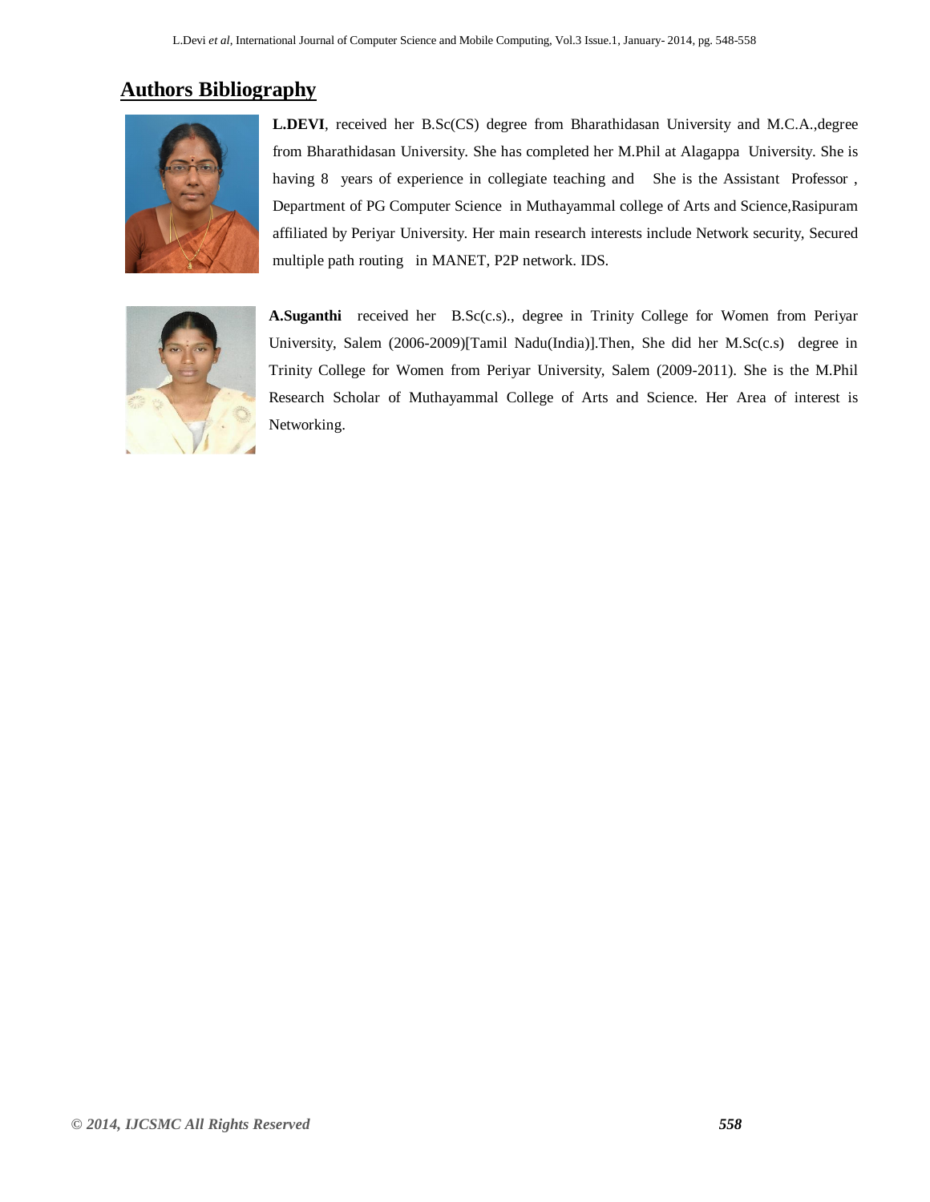## Authors Bibliography

**L.DEVI**, received her B.Sc(CS) degree from Bharathidasan University and M.C.A.,degree from Bharathidasan University. She has completed her M.Phil at Alagappa University. She is having 8 years of experience in collegiate teaching and She is the Assistant Professor , Department of PG Computer Science in Muthayammal college of Arts and Science,Rasipuram affiliated by Periyar University. Her main research interests include Network security, Secured multiple path routing in MANET, P2P network. IDS.

**A.Suganthi** received her B.Sc(c.s)., degree in Trinity College for Women from Periyar University, Salem (2006-2009)[Tamil Nadu(India)].Then, She did her M.Sc(c.s) degree in Trinity College for Women from Periyar University, Salem (2009-2011). She is the M.Phil Research Scholar of Muthayammal College of Arts and Science. Her Area of interest is Networking.